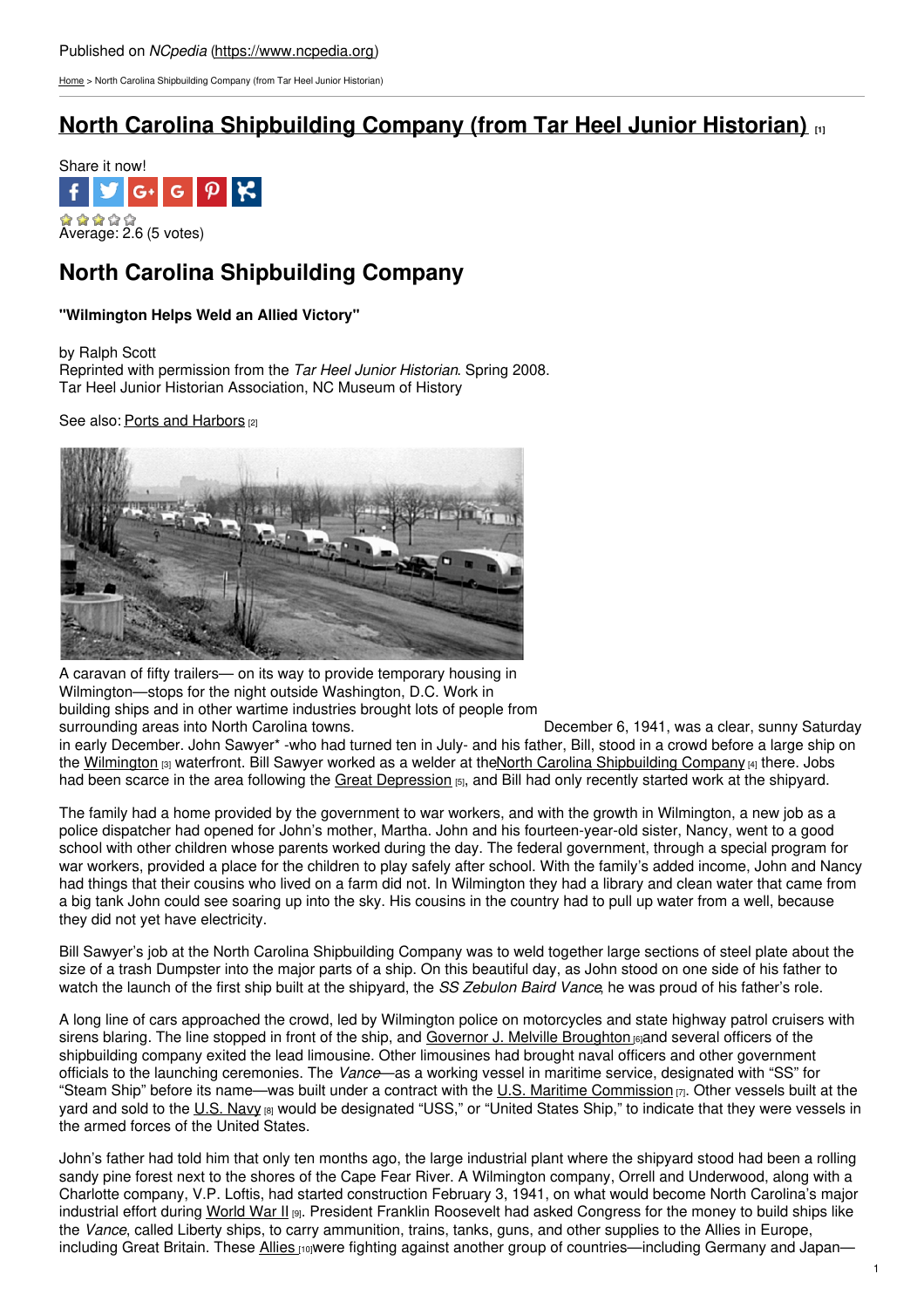Published on *NCpedia* (https://www.ncpedia.org)

Home > North Carolina Shipbuilding Company (from Tar Heel Junior Historian)

# North Carolina Shipbuilding Company (from Tar Heel Junior Historian) [1]

Share it now!

Average: 2.6 (5 votes)

## North Carolina Shipbuilding Company

**"Wilmington Helps Weld an Allied Victory"**

by Ralph Scott
Reprinted with permission from the *Tar Heel Junior Historian*. Spring 2008.
Tar Heel Junior Historian Association, NC Museum of History

See also: Ports and Harbors [2]

A caravan of fifty trailers— on its way to provide temporary housing in Wilmington—stops for the night outside Washington, D.C. Work in building ships and in other wartime industries brought lots of people from surrounding areas into North Carolina towns.

December 6, 1941, was a clear, sunny Saturday in early December. John Sawyer* -who had turned ten in July- and his father, Bill, stood in a crowd before a large ship on the Wilmington [3] waterfront. Bill Sawyer worked as a welder at the North Carolina Shipbuilding Company [4] there. Jobs had been scarce in the area following the Great Depression [5], and Bill had only recently started work at the shipyard.

The family had a home provided by the government to war workers, and with the growth in Wilmington, a new job as a police dispatcher had opened for John's mother, Martha. John and his fourteen-year-old sister, Nancy, went to a good school with other children whose parents worked during the day. The federal government, through a special program for war workers, provided a place for the children to play safely after school. With the family's added income, John and Nancy had things that their cousins who lived on a farm did not. In Wilmington they had a library and clean water that came from a big tank John could see soaring up into the sky. His cousins in the country had to pull up water from a well, because they did not yet have electricity.

Bill Sawyer's job at the North Carolina Shipbuilding Company was to weld together large sections of steel plate about the size of a trash Dumpster into the major parts of a ship. On this beautiful day, as John stood on one side of his father to watch the launch of the first ship built at the shipyard, the *SS Zebulon Baird Vance*, he was proud of his father's role.

A long line of cars approached the crowd, led by Wilmington police on motorcycles and state highway patrol cruisers with sirens blaring. The line stopped in front of the ship, and Governor J. Melville Broughton [6] and several officers of the shipbuilding company exited the lead limousine. Other limousines had brought naval officers and other government officials to the launching ceremonies. The *Vance*—as a working vessel in maritime service, designated with "SS" for "Steam Ship" before its name—was built under a contract with the U.S. Maritime Commission [7]. Other vessels built at the yard and sold to the U.S. Navy [8] would be designated "USS," or "United States Ship," to indicate that they were vessels in the armed forces of the United States.

John's father had told him that only ten months ago, the large industrial plant where the shipyard stood had been a rolling sandy pine forest next to the shores of the Cape Fear River. A Wilmington company, Orrell and Underwood, along with a Charlotte company, V.P. Loftis, had started construction February 3, 1941, on what would become North Carolina's major industrial effort during World War II [9]. President Franklin Roosevelt had asked Congress for the money to build ships like the *Vance*, called Liberty ships, to carry ammunition, trains, tanks, guns, and other supplies to the Allies in Europe, including Great Britain. These Allies [10] were fighting against another group of countries—including Germany and Japan—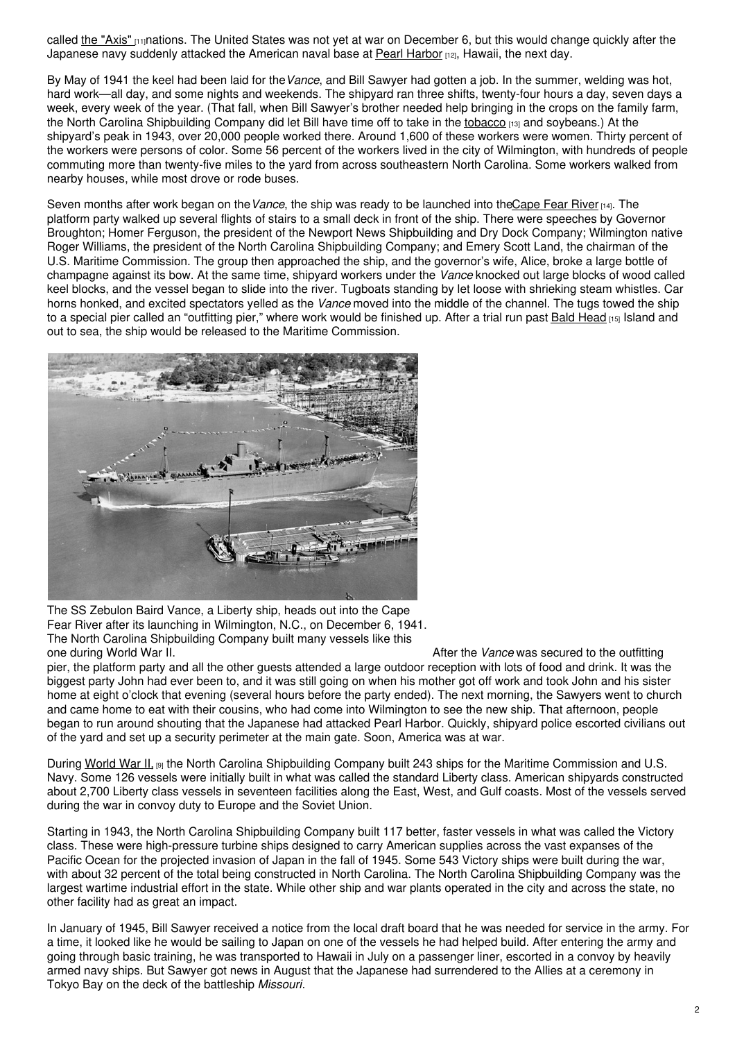called the "Axis" [11] nations. The United States was not yet at war on December 6, but this would change quickly after the Japanese navy suddenly attacked the American naval base at Pearl Harbor [12], Hawaii, the next day.

By May of 1941 the keel had been laid for the *Vance*, and Bill Sawyer had gotten a job. In the summer, welding was hot, hard work—all day, and some nights and weekends. The shipyard ran three shifts, twenty-four hours a day, seven days a week, every week of the year. (That fall, when Bill Sawyer's brother needed help bringing in the crops on the family farm, the North Carolina Shipbuilding Company did let Bill have time off to take in the tobacco [13] and soybeans.) At the shipyard's peak in 1943, over 20,000 people worked there. Around 1,600 of these workers were women. Thirty percent of the workers were persons of color. Some 56 percent of the workers lived in the city of Wilmington, with hundreds of people commuting more than twenty-five miles to the yard from across southeastern North Carolina. Some workers walked from nearby houses, while most drove or rode buses.

Seven months after work began on the *Vance*, the ship was ready to be launched into the Cape Fear River [14]. The platform party walked up several flights of stairs to a small deck in front of the ship. There were speeches by Governor Broughton; Homer Ferguson, the president of the Newport News Shipbuilding and Dry Dock Company; Wilmington native Roger Williams, the president of the North Carolina Shipbuilding Company; and Emery Scott Land, the chairman of the U.S. Maritime Commission. The group then approached the ship, and the governor's wife, Alice, broke a large bottle of champagne against its bow. At the same time, shipyard workers under the *Vance* knocked out large blocks of wood called keel blocks, and the vessel began to slide into the river. Tugboats standing by let loose with shrieking steam whistles. Car horns honked, and excited spectators yelled as the *Vance* moved into the middle of the channel. The tugs towed the ship to a special pier called an "outfitting pier," where work would be finished up. After a trial run past Bald Head [15] Island and out to sea, the ship would be released to the Maritime Commission.

The SS Zebulon Baird Vance, a Liberty ship, heads out into the Cape Fear River after its launching in Wilmington, N.C., on December 6, 1941. The North Carolina Shipbuilding Company built many vessels like this one during World War II.

After the *Vance* was secured to the outfitting pier, the platform party and all the other guests attended a large outdoor reception with lots of food and drink. It was the biggest party John had ever been to, and it was still going on when his mother got off work and took John and his sister home at eight o'clock that evening (several hours before the party ended). The next morning, the Sawyers went to church and came home to eat with their cousins, who had come into Wilmington to see the new ship. That afternoon, people began to run around shouting that the Japanese had attacked Pearl Harbor. Quickly, shipyard police escorted civilians out of the yard and set up a security perimeter at the main gate. Soon, America was at war.

During World War II, [9] the North Carolina Shipbuilding Company built 243 ships for the Maritime Commission and U.S. Navy. Some 126 vessels were initially built in what was called the standard Liberty class. American shipyards constructed about 2,700 Liberty class vessels in seventeen facilities along the East, West, and Gulf coasts. Most of the vessels served during the war in convoy duty to Europe and the Soviet Union.

Starting in 1943, the North Carolina Shipbuilding Company built 117 better, faster vessels in what was called the Victory class. These were high-pressure turbine ships designed to carry American supplies across the vast expanses of the Pacific Ocean for the projected invasion of Japan in the fall of 1945. Some 543 Victory ships were built during the war, with about 32 percent of the total being constructed in North Carolina. The North Carolina Shipbuilding Company was the largest wartime industrial effort in the state. While other ship and war plants operated in the city and across the state, no other facility had as great an impact.

In January of 1945, Bill Sawyer received a notice from the local draft board that he was needed for service in the army. For a time, it looked like he would be sailing to Japan on one of the vessels he had helped build. After entering the army and going through basic training, he was transported to Hawaii in July on a passenger liner, escorted in a convoy by heavily armed navy ships. But Sawyer got news in August that the Japanese had surrendered to the Allies at a ceremony in Tokyo Bay on the deck of the battleship *Missouri*.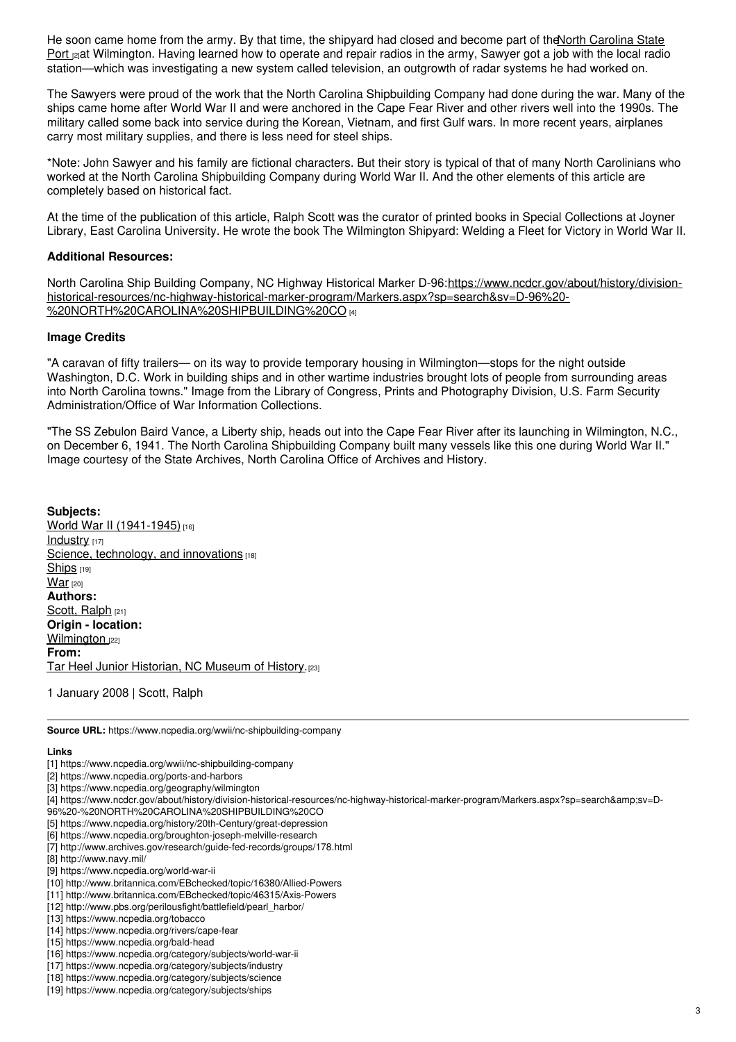He soon came home from the army. By that time, the shipyard had closed and become part of the North Carolina State Port [2] at Wilmington. Having learned how to operate and repair radios in the army, Sawyer got a job with the local radio station—which was investigating a new system called television, an outgrowth of radar systems he had worked on.

The Sawyers were proud of the work that the North Carolina Shipbuilding Company had done during the war. Many of the ships came home after World War II and were anchored in the Cape Fear River and other rivers well into the 1990s. The military called some back into service during the Korean, Vietnam, and first Gulf wars. In more recent years, airplanes carry most military supplies, and there is less need for steel ships.

*Note: John Sawyer and his family are fictional characters. But their story is typical of that of many North Carolinians who worked at the North Carolina Shipbuilding Company during World War II. And the other elements of this article are completely based on historical fact.

At the time of the publication of this article, Ralph Scott was the curator of printed books in Special Collections at Joyner Library, East Carolina University. He wrote the book The Wilmington Shipyard: Welding a Fleet for Victory in World War II.

### Additional Resources:

North Carolina Ship Building Company, NC Highway Historical Marker D-96: https://www.ncdcr.gov/about/history/division-historical-resources/nc-highway-historical-marker-program/Markers.aspx?sp=search&sv=D-96%20-%20NORTH%20CAROLINA%20SHIPBUILDING%20CO [4]

### Image Credits

"A caravan of fifty trailers— on its way to provide temporary housing in Wilmington—stops for the night outside Washington, D.C. Work in building ships and in other wartime industries brought lots of people from surrounding areas into North Carolina towns." Image from the Library of Congress, Prints and Photography Division, U.S. Farm Security Administration/Office of War Information Collections.

"The SS Zebulon Baird Vance, a Liberty ship, heads out into the Cape Fear River after its launching in Wilmington, N.C., on December 6, 1941. The North Carolina Shipbuilding Company built many vessels like this one during World War II." Image courtesy of the State Archives, North Carolina Office of Archives and History.

**Subjects:**
World War II (1941-1945) [16]
Industry [17]
Science, technology, and innovations [18]
Ships [19]
War [20]
**Authors:**
Scott, Ralph [21]
**Origin - location:**
Wilmington [22]
**From:**
Tar Heel Junior Historian, NC Museum of History. [23]

1 January 2008 | Scott, Ralph

**Source URL:** https://www.ncpedia.org/wwii/nc-shipbuilding-company

**Links**

[1] https://www.ncpedia.org/wwii/nc-shipbuilding-company
[2] https://www.ncpedia.org/ports-and-harbors
[3] https://www.ncpedia.org/geography/wilmington
[4] https://www.ncdcr.gov/about/history/division-historical-resources/nc-highway-historical-marker-program/Markers.aspx?sp=search&amp;sv=D-96%20-%20NORTH%20CAROLINA%20SHIPBUILDING%20CO
[5] https://www.ncpedia.org/history/20th-Century/great-depression
[6] https://www.ncpedia.org/broughton-joseph-melville-research
[7] http://www.archives.gov/research/guide-fed-records/groups/178.html
[8] http://www.navy.mil/
[9] https://www.ncpedia.org/world-war-ii
[10] http://www.britannica.com/EBchecked/topic/16380/Allied-Powers
[11] http://www.britannica.com/EBchecked/topic/46315/Axis-Powers
[12] http://www.pbs.org/perilousfight/battlefield/pearl_harbor/
[13] https://www.ncpedia.org/tobacco
[14] https://www.ncpedia.org/rivers/cape-fear
[15] https://www.ncpedia.org/bald-head
[16] https://www.ncpedia.org/category/subjects/world-war-ii
[17] https://www.ncpedia.org/category/subjects/industry
[18] https://www.ncpedia.org/category/subjects/science
[19] https://www.ncpedia.org/category/subjects/ships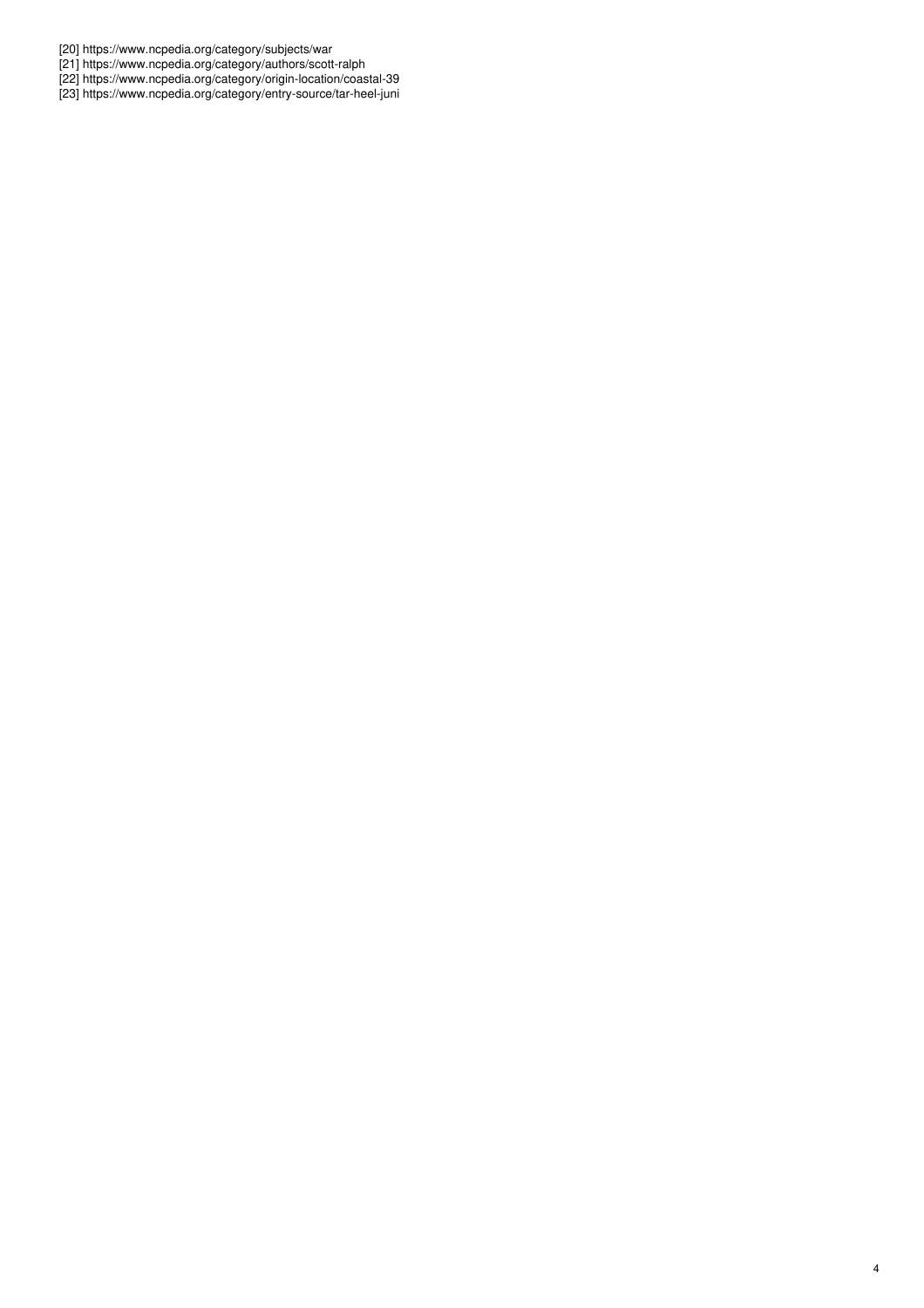[20] https://www.ncpedia.org/category/subjects/war
[21] https://www.ncpedia.org/category/authors/scott-ralph
[22] https://www.ncpedia.org/category/origin-location/coastal-39
[23] https://www.ncpedia.org/category/entry-source/tar-heel-juni